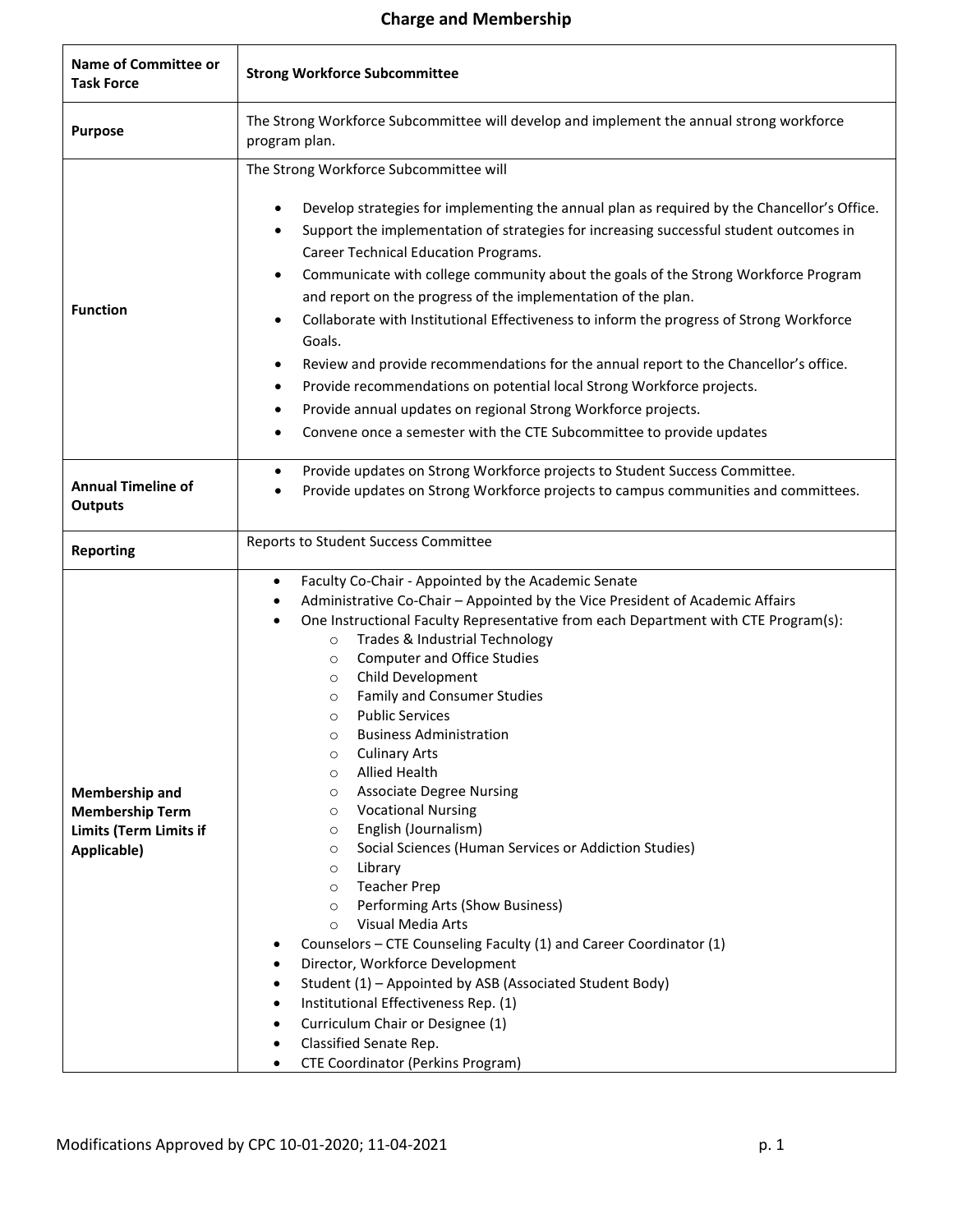# Charge and Membership

| Name of Committee or Task Force | Strong Workforce Subcommittee |
|---|---|
| **Purpose** | The Strong Workforce Subcommittee will develop and implement the annual strong workforce program plan. |
| **Function** | The Strong Workforce Subcommittee will<br><br>• Develop strategies for implementing the annual plan as required by the Chancellor's Office.<br>• Support the implementation of strategies for increasing successful student outcomes in Career Technical Education Programs.<br>• Communicate with college community about the goals of the Strong Workforce Program and report on the progress of the implementation of the plan.<br>• Collaborate with Institutional Effectiveness to inform the progress of Strong Workforce Goals.<br>• Review and provide recommendations for the annual report to the Chancellor's office.<br>• Provide recommendations on potential local Strong Workforce projects.<br>• Provide annual updates on regional Strong Workforce projects.<br>• Convene once a semester with the CTE Subcommittee to provide updates |
| **Annual Timeline of Outputs** | • Provide updates on Strong Workforce projects to Student Success Committee.<br>• Provide updates on Strong Workforce projects to campus communities and committees. |
| **Reporting** | Reports to Student Success Committee |
| **Membership and Membership Term Limits (Term Limits if Applicable)** | • Faculty Co-Chair - Appointed by the Academic Senate<br>• Administrative Co-Chair – Appointed by the Vice President of Academic Affairs<br>• One Instructional Faculty Representative from each Department with CTE Program(s):<br>  ○ Trades & Industrial Technology<br>  ○ Computer and Office Studies<br>  ○ Child Development<br>  ○ Family and Consumer Studies<br>  ○ Public Services<br>  ○ Business Administration<br>  ○ Culinary Arts<br>  ○ Allied Health<br>  ○ Associate Degree Nursing<br>  ○ Vocational Nursing<br>  ○ English (Journalism)<br>  ○ Social Sciences (Human Services or Addiction Studies)<br>  ○ Library<br>  ○ Teacher Prep<br>  ○ Performing Arts (Show Business)<br>  ○ Visual Media Arts<br>• Counselors – CTE Counseling Faculty (1) and Career Coordinator (1)<br>• Director, Workforce Development<br>• Student (1) – Appointed by ASB (Associated Student Body)<br>• Institutional Effectiveness Rep. (1)<br>• Curriculum Chair or Designee (1)<br>• Classified Senate Rep.<br>• CTE Coordinator (Perkins Program) |

Modifications Approved by CPC 10-01-2020; 11-04-2021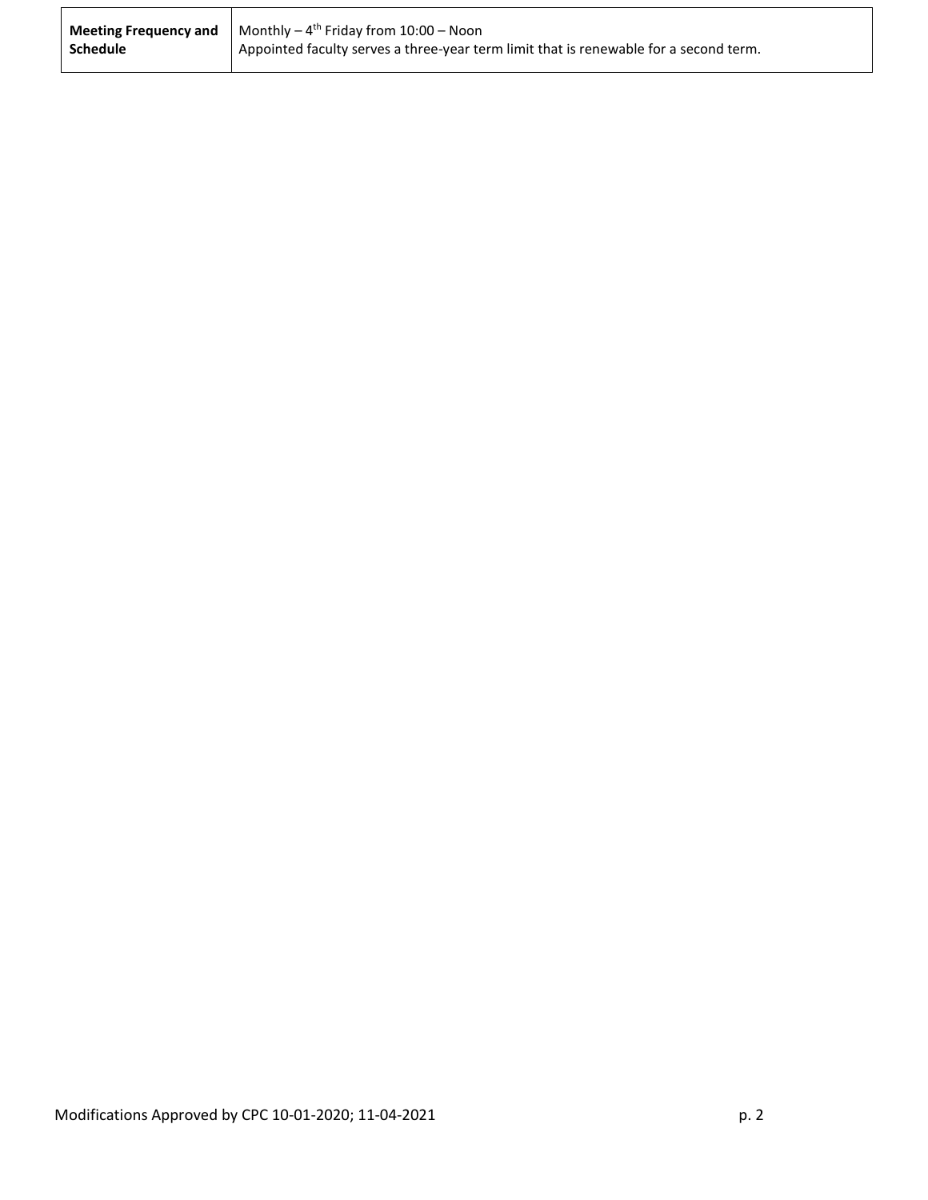| | |
|---|---|
| **Meeting Frequency and Schedule** | Monthly – 4th Friday from 10:00 – Noon<br>Appointed faculty serves a three-year term limit that is renewable for a second term. |

Modifications Approved by CPC 10-01-2020; 11-04-2021